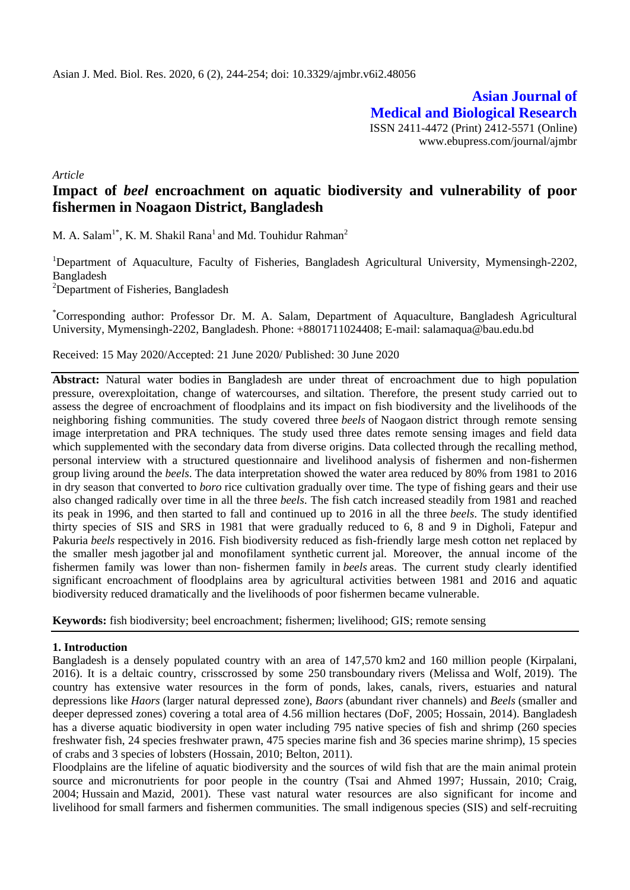*Article*

# Impact of *beel* encroachment on aquatic biodiversity and vulnerability of poor fishermen in Noagaon District, Bangladesh

M. A. Salam[1*], K. M. Shakil Rana[1] and Md. Touhidur Rahman[2]

[1]Department of Aquaculture, Faculty of Fisheries, Bangladesh Agricultural University, Mymensingh-2202, Bangladesh

[2]Department of Fisheries, Bangladesh

[*]Corresponding author: Professor Dr. M. A. Salam, Department of Aquaculture, Bangladesh Agricultural University, Mymensingh-2202, Bangladesh. Phone: +8801711024408; E-mail: salamaqua@bau.edu.bd

Received: 15 May 2020/Accepted: 21 June 2020/ Published: 30 June 2020

**Abstract:** Natural water bodies in Bangladesh are under threat of encroachment due to high population pressure, overexploitation, change of watercourses, and siltation. Therefore, the present study carried out to assess the degree of encroachment of floodplains and its impact on fish biodiversity and the livelihoods of the neighboring fishing communities. The study covered three *beels* of Naogaon district through remote sensing image interpretation and PRA techniques. The study used three dates remote sensing images and field data which supplemented with the secondary data from diverse origins. Data collected through the recalling method, personal interview with a structured questionnaire and livelihood analysis of fishermen and non-fishermen group living around the *beels*. The data interpretation showed the water area reduced by 80% from 1981 to 2016 in dry season that converted to *boro* rice cultivation gradually over time. The type of fishing gears and their use also changed radically over time in all the three *beels*. The fish catch increased steadily from 1981 and reached its peak in 1996, and then started to fall and continued up to 2016 in all the three *beels*. The study identified thirty species of SIS and SRS in 1981 that were gradually reduced to 6, 8 and 9 in Digholi, Fatepur and Pakuria *beels* respectively in 2016. Fish biodiversity reduced as fish-friendly large mesh cotton net replaced by the smaller mesh jagotber jal and monofilament synthetic current jal. Moreover, the annual income of the fishermen family was lower than non- fishermen family in *beels* areas. The current study clearly identified significant encroachment of floodplains area by agricultural activities between 1981 and 2016 and aquatic biodiversity reduced dramatically and the livelihoods of poor fishermen became vulnerable.

**Keywords:** fish biodiversity; beel encroachment; fishermen; livelihood; GIS; remote sensing

## 1. Introduction

Bangladesh is a densely populated country with an area of 147,570 km2 and 160 million people (Kirpalani, 2016). It is a deltaic country, crisscrossed by some 250 transboundary rivers (Melissa and Wolf, 2019). The country has extensive water resources in the form of ponds, lakes, canals, rivers, estuaries and natural depressions like *Haors* (larger natural depressed zone), *Baors* (abundant river channels) and *Beels* (smaller and deeper depressed zones) covering a total area of 4.56 million hectares (DoF, 2005; Hossain, 2014). Bangladesh has a diverse aquatic biodiversity in open water including 795 native species of fish and shrimp (260 species freshwater fish, 24 species freshwater prawn, 475 species marine fish and 36 species marine shrimp), 15 species of crabs and 3 species of lobsters (Hossain, 2010; Belton, 2011).

Floodplains are the lifeline of aquatic biodiversity and the sources of wild fish that are the main animal protein source and micronutrients for poor people in the country (Tsai and Ahmed 1997; Hussain, 2010; Craig, 2004; Hussain and Mazid, 2001). These vast natural water resources are also significant for income and livelihood for small farmers and fishermen communities. The small indigenous species (SIS) and self-recruiting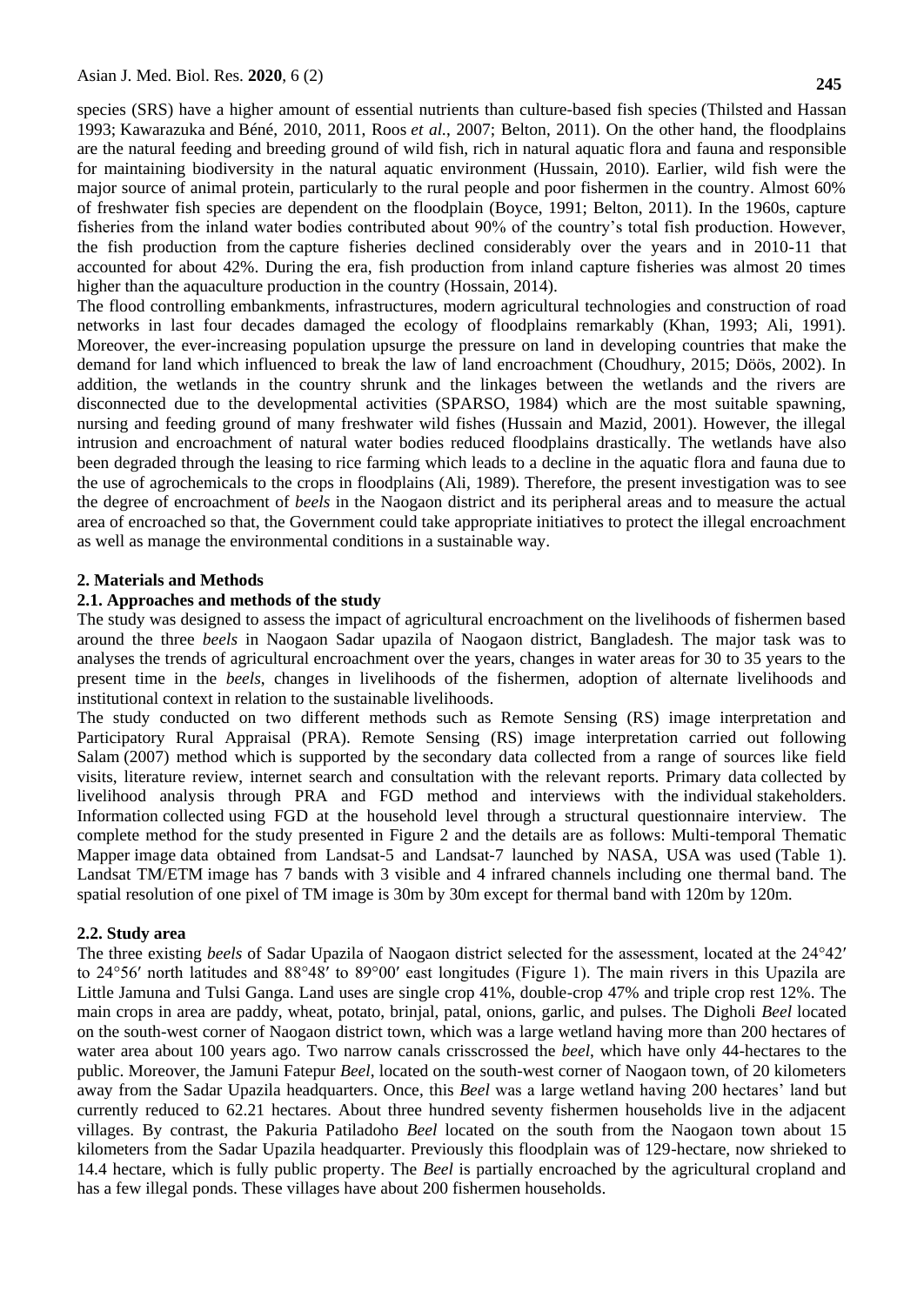species (SRS) have a higher amount of essential nutrients than culture-based fish species (Thilsted and Hassan 1993; Kawarazuka and Béné, 2010, 2011, Roos *et al.*, 2007; Belton, 2011). On the other hand, the floodplains are the natural feeding and breeding ground of wild fish, rich in natural aquatic flora and fauna and responsible for maintaining biodiversity in the natural aquatic environment (Hussain, 2010). Earlier, wild fish were the major source of animal protein, particularly to the rural people and poor fishermen in the country. Almost 60% of freshwater fish species are dependent on the floodplain (Boyce, 1991; Belton, 2011). In the 1960s, capture fisheries from the inland water bodies contributed about 90% of the country's total fish production. However, the fish production from the capture fisheries declined considerably over the years and in 2010-11 that accounted for about 42%. During the era, fish production from inland capture fisheries was almost 20 times higher than the aquaculture production in the country (Hossain, 2014).

The flood controlling embankments, infrastructures, modern agricultural technologies and construction of road networks in last four decades damaged the ecology of floodplains remarkably (Khan, 1993; Ali, 1991). Moreover, the ever-increasing population upsurge the pressure on land in developing countries that make the demand for land which influenced to break the law of land encroachment (Choudhury, 2015; Döös, 2002). In addition, the wetlands in the country shrunk and the linkages between the wetlands and the rivers are disconnected due to the developmental activities (SPARSO, 1984) which are the most suitable spawning, nursing and feeding ground of many freshwater wild fishes (Hussain and Mazid, 2001). However, the illegal intrusion and encroachment of natural water bodies reduced floodplains drastically. The wetlands have also been degraded through the leasing to rice farming which leads to a decline in the aquatic flora and fauna due to the use of agrochemicals to the crops in floodplains (Ali, 1989). Therefore, the present investigation was to see the degree of encroachment of *beels* in the Naogaon district and its peripheral areas and to measure the actual area of encroached so that, the Government could take appropriate initiatives to protect the illegal encroachment as well as manage the environmental conditions in a sustainable way.

## 2. Materials and Methods

### 2.1. Approaches and methods of the study

The study was designed to assess the impact of agricultural encroachment on the livelihoods of fishermen based around the three *beels* in Naogaon Sadar upazila of Naogaon district, Bangladesh. The major task was to analyses the trends of agricultural encroachment over the years, changes in water areas for 30 to 35 years to the present time in the *beels*, changes in livelihoods of the fishermen, adoption of alternate livelihoods and institutional context in relation to the sustainable livelihoods.

The study conducted on two different methods such as Remote Sensing (RS) image interpretation and Participatory Rural Appraisal (PRA). Remote Sensing (RS) image interpretation carried out following Salam (2007) method which is supported by the secondary data collected from a range of sources like field visits, literature review, internet search and consultation with the relevant reports. Primary data collected by livelihood analysis through PRA and FGD method and interviews with the individual stakeholders. Information collected using FGD at the household level through a structural questionnaire interview. The complete method for the study presented in Figure 2 and the details are as follows: Multi-temporal Thematic Mapper image data obtained from Landsat-5 and Landsat-7 launched by NASA, USA was used (Table 1). Landsat TM/ETM image has 7 bands with 3 visible and 4 infrared channels including one thermal band. The spatial resolution of one pixel of TM image is 30m by 30m except for thermal band with 120m by 120m.

### 2.2. Study area

The three existing *beels* of Sadar Upazila of Naogaon district selected for the assessment, located at the 24°42′ to 24°56′ north latitudes and 88°48′ to 89°00′ east longitudes (Figure 1). The main rivers in this Upazila are Little Jamuna and Tulsi Ganga. Land uses are single crop 41%, double-crop 47% and triple crop rest 12%. The main crops in area are paddy, wheat, potato, brinjal, patal, onions, garlic, and pulses. The Digholi *Beel* located on the south-west corner of Naogaon district town, which was a large wetland having more than 200 hectares of water area about 100 years ago. Two narrow canals crisscrossed the *beel*, which have only 44-hectares to the public. Moreover, the Jamuni Fatepur *Beel*, located on the south-west corner of Naogaon town, of 20 kilometers away from the Sadar Upazila headquarters. Once, this *Beel* was a large wetland having 200 hectares' land but currently reduced to 62.21 hectares. About three hundred seventy fishermen households live in the adjacent villages. By contrast, the Pakuria Patiladoho *Beel* located on the south from the Naogaon town about 15 kilometers from the Sadar Upazila headquarter. Previously this floodplain was of 129-hectare, now shrieked to 14.4 hectare, which is fully public property. The *Beel* is partially encroached by the agricultural cropland and has a few illegal ponds. These villages have about 200 fishermen households.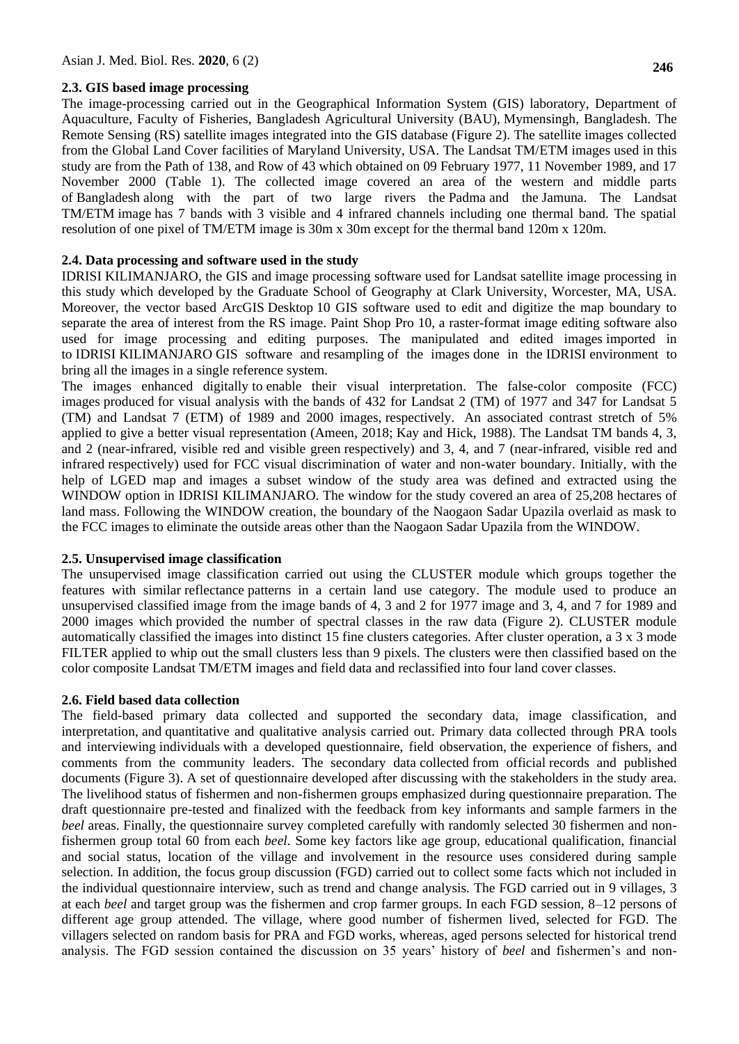### 2.3. GIS based image processing

The image-processing carried out in the Geographical Information System (GIS) laboratory, Department of Aquaculture, Faculty of Fisheries, Bangladesh Agricultural University (BAU), Mymensingh, Bangladesh. The Remote Sensing (RS) satellite images integrated into the GIS database (Figure 2). The satellite images collected from the Global Land Cover facilities of Maryland University, USA. The Landsat TM/ETM images used in this study are from the Path of 138, and Row of 43 which obtained on 09 February 1977, 11 November 1989, and 17 November 2000 (Table 1). The collected image covered an area of the western and middle parts of Bangladesh along with the part of two large rivers the Padma and the Jamuna. The Landsat TM/ETM image has 7 bands with 3 visible and 4 infrared channels including one thermal band. The spatial resolution of one pixel of TM/ETM image is 30m x 30m except for the thermal band 120m x 120m.

### 2.4. Data processing and software used in the study

IDRISI KILIMANJARO, the GIS and image processing software used for Landsat satellite image processing in this study which developed by the Graduate School of Geography at Clark University, Worcester, MA, USA. Moreover, the vector based ArcGIS Desktop 10 GIS software used to edit and digitize the map boundary to separate the area of interest from the RS image. Paint Shop Pro 10, a raster-format image editing software also used for image processing and editing purposes. The manipulated and edited images imported in to IDRISI KILIMANJARO GIS software and resampling of the images done in the IDRISI environment to bring all the images in a single reference system.

The images enhanced digitally to enable their visual interpretation. The false-color composite (FCC) images produced for visual analysis with the bands of 432 for Landsat 2 (TM) of 1977 and 347 for Landsat 5 (TM) and Landsat 7 (ETM) of 1989 and 2000 images, respectively. An associated contrast stretch of 5% applied to give a better visual representation (Ameen, 2018; Kay and Hick, 1988). The Landsat TM bands 4, 3, and 2 (near-infrared, visible red and visible green respectively) and 3, 4, and 7 (near-infrared, visible red and infrared respectively) used for FCC visual discrimination of water and non-water boundary. Initially, with the help of LGED map and images a subset window of the study area was defined and extracted using the WINDOW option in IDRISI KILIMANJARO. The window for the study covered an area of 25,208 hectares of land mass. Following the WINDOW creation, the boundary of the Naogaon Sadar Upazila overlaid as mask to the FCC images to eliminate the outside areas other than the Naogaon Sadar Upazila from the WINDOW.

### 2.5. Unsupervised image classification

The unsupervised image classification carried out using the CLUSTER module which groups together the features with similar reflectance patterns in a certain land use category. The module used to produce an unsupervised classified image from the image bands of 4, 3 and 2 for 1977 image and 3, 4, and 7 for 1989 and 2000 images which provided the number of spectral classes in the raw data (Figure 2). CLUSTER module automatically classified the images into distinct 15 fine clusters categories. After cluster operation, a 3 x 3 mode FILTER applied to whip out the small clusters less than 9 pixels. The clusters were then classified based on the color composite Landsat TM/ETM images and field data and reclassified into four land cover classes.

### 2.6. Field based data collection

The field-based primary data collected and supported the secondary data, image classification, and interpretation, and quantitative and qualitative analysis carried out. Primary data collected through PRA tools and interviewing individuals with a developed questionnaire, field observation, the experience of fishers, and comments from the community leaders. The secondary data collected from official records and published documents (Figure 3). A set of questionnaire developed after discussing with the stakeholders in the study area. The livelihood status of fishermen and non-fishermen groups emphasized during questionnaire preparation. The draft questionnaire pre-tested and finalized with the feedback from key informants and sample farmers in the *beel* areas. Finally, the questionnaire survey completed carefully with randomly selected 30 fishermen and non-fishermen group total 60 from each *beel*. Some key factors like age group, educational qualification, financial and social status, location of the village and involvement in the resource uses considered during sample selection. In addition, the focus group discussion (FGD) carried out to collect some facts which not included in the individual questionnaire interview, such as trend and change analysis. The FGD carried out in 9 villages, 3 at each *beel* and target group was the fishermen and crop farmer groups. In each FGD session, 8–12 persons of different age group attended. The village, where good number of fishermen lived, selected for FGD. The villagers selected on random basis for PRA and FGD works, whereas, aged persons selected for historical trend analysis. The FGD session contained the discussion on 35 years' history of *beel* and fishermen's and non-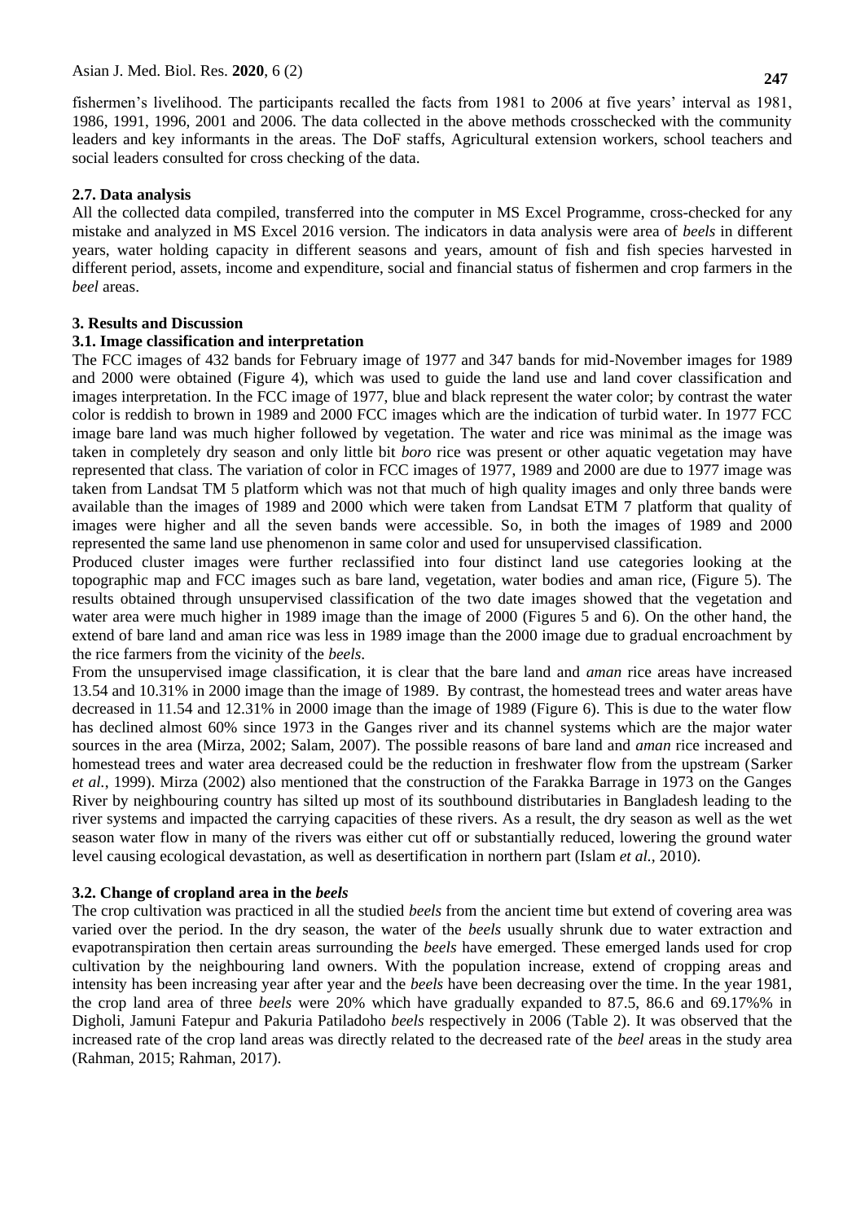fishermen's livelihood. The participants recalled the facts from 1981 to 2006 at five years' interval as 1981, 1986, 1991, 1996, 2001 and 2006. The data collected in the above methods crosschecked with the community leaders and key informants in the areas. The DoF staffs, Agricultural extension workers, school teachers and social leaders consulted for cross checking of the data.

### 2.7. Data analysis

All the collected data compiled, transferred into the computer in MS Excel Programme, cross-checked for any mistake and analyzed in MS Excel 2016 version. The indicators in data analysis were area of *beels* in different years, water holding capacity in different seasons and years, amount of fish and fish species harvested in different period, assets, income and expenditure, social and financial status of fishermen and crop farmers in the *beel* areas.

## 3. Results and Discussion

### 3.1. Image classification and interpretation

The FCC images of 432 bands for February image of 1977 and 347 bands for mid-November images for 1989 and 2000 were obtained (Figure 4), which was used to guide the land use and land cover classification and images interpretation. In the FCC image of 1977, blue and black represent the water color; by contrast the water color is reddish to brown in 1989 and 2000 FCC images which are the indication of turbid water. In 1977 FCC image bare land was much higher followed by vegetation. The water and rice was minimal as the image was taken in completely dry season and only little bit *boro* rice was present or other aquatic vegetation may have represented that class. The variation of color in FCC images of 1977, 1989 and 2000 are due to 1977 image was taken from Landsat TM 5 platform which was not that much of high quality images and only three bands were available than the images of 1989 and 2000 which were taken from Landsat ETM 7 platform that quality of images were higher and all the seven bands were accessible. So, in both the images of 1989 and 2000 represented the same land use phenomenon in same color and used for unsupervised classification.

Produced cluster images were further reclassified into four distinct land use categories looking at the topographic map and FCC images such as bare land, vegetation, water bodies and aman rice, (Figure 5). The results obtained through unsupervised classification of the two date images showed that the vegetation and water area were much higher in 1989 image than the image of 2000 (Figures 5 and 6). On the other hand, the extend of bare land and aman rice was less in 1989 image than the 2000 image due to gradual encroachment by the rice farmers from the vicinity of the *beels*.

From the unsupervised image classification, it is clear that the bare land and *aman* rice areas have increased 13.54 and 10.31% in 2000 image than the image of 1989. By contrast, the homestead trees and water areas have decreased in 11.54 and 12.31% in 2000 image than the image of 1989 (Figure 6). This is due to the water flow has declined almost 60% since 1973 in the Ganges river and its channel systems which are the major water sources in the area (Mirza, 2002; Salam, 2007). The possible reasons of bare land and *aman* rice increased and homestead trees and water area decreased could be the reduction in freshwater flow from the upstream (Sarker *et al.*, 1999). Mirza (2002) also mentioned that the construction of the Farakka Barrage in 1973 on the Ganges River by neighbouring country has silted up most of its southbound distributaries in Bangladesh leading to the river systems and impacted the carrying capacities of these rivers. As a result, the dry season as well as the wet season water flow in many of the rivers was either cut off or substantially reduced, lowering the ground water level causing ecological devastation, as well as desertification in northern part (Islam *et al.*, 2010).

### 3.2. Change of cropland area in the *beels*

The crop cultivation was practiced in all the studied *beels* from the ancient time but extend of covering area was varied over the period. In the dry season, the water of the *beels* usually shrunk due to water extraction and evapotranspiration then certain areas surrounding the *beels* have emerged. These emerged lands used for crop cultivation by the neighbouring land owners. With the population increase, extend of cropping areas and intensity has been increasing year after year and the *beels* have been decreasing over the time. In the year 1981, the crop land area of three *beels* were 20% which have gradually expanded to 87.5, 86.6 and 69.17%% in Digholi, Jamuni Fatepur and Pakuria Patiladoho *beels* respectively in 2006 (Table 2). It was observed that the increased rate of the crop land areas was directly related to the decreased rate of the *beel* areas in the study area (Rahman, 2015; Rahman, 2017).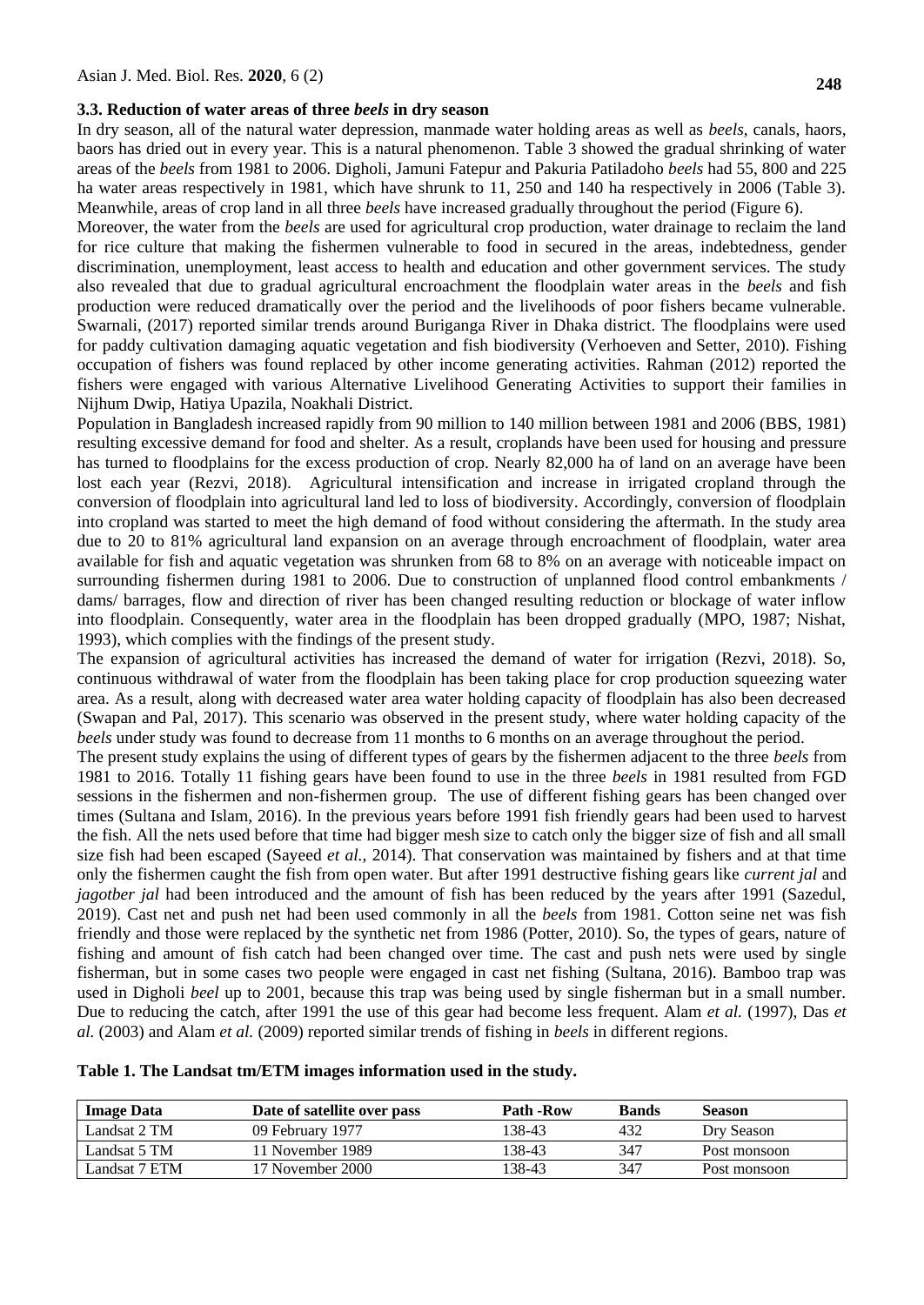### 3.3. Reduction of water areas of three *beels* in dry season

In dry season, all of the natural water depression, manmade water holding areas as well as *beels*, canals, haors, baors has dried out in every year. This is a natural phenomenon. Table 3 showed the gradual shrinking of water areas of the *beels* from 1981 to 2006. Digholi, Jamuni Fatepur and Pakuria Patiladoho *beels* had 55, 800 and 225 ha water areas respectively in 1981, which have shrunk to 11, 250 and 140 ha respectively in 2006 (Table 3). Meanwhile, areas of crop land in all three *beels* have increased gradually throughout the period (Figure 6).

Moreover, the water from the *beels* are used for agricultural crop production, water drainage to reclaim the land for rice culture that making the fishermen vulnerable to food in secured in the areas, indebtedness, gender discrimination, unemployment, least access to health and education and other government services. The study also revealed that due to gradual agricultural encroachment the floodplain water areas in the *beels* and fish production were reduced dramatically over the period and the livelihoods of poor fishers became vulnerable. Swarnali, (2017) reported similar trends around Buriganga River in Dhaka district. The floodplains were used for paddy cultivation damaging aquatic vegetation and fish biodiversity (Verhoeven and Setter, 2010). Fishing occupation of fishers was found replaced by other income generating activities. Rahman (2012) reported the fishers were engaged with various Alternative Livelihood Generating Activities to support their families in Nijhum Dwip, Hatiya Upazila, Noakhali District.

Population in Bangladesh increased rapidly from 90 million to 140 million between 1981 and 2006 (BBS, 1981) resulting excessive demand for food and shelter. As a result, croplands have been used for housing and pressure has turned to floodplains for the excess production of crop. Nearly 82,000 ha of land on an average have been lost each year (Rezvi, 2018). Agricultural intensification and increase in irrigated cropland through the conversion of floodplain into agricultural land led to loss of biodiversity. Accordingly, conversion of floodplain into cropland was started to meet the high demand of food without considering the aftermath. In the study area due to 20 to 81% agricultural land expansion on an average through encroachment of floodplain, water area available for fish and aquatic vegetation was shrunken from 68 to 8% on an average with noticeable impact on surrounding fishermen during 1981 to 2006. Due to construction of unplanned flood control embankments / dams/ barrages, flow and direction of river has been changed resulting reduction or blockage of water inflow into floodplain. Consequently, water area in the floodplain has been dropped gradually (MPO, 1987; Nishat, 1993), which complies with the findings of the present study.

The expansion of agricultural activities has increased the demand of water for irrigation (Rezvi, 2018). So, continuous withdrawal of water from the floodplain has been taking place for crop production squeezing water area. As a result, along with decreased water area water holding capacity of floodplain has also been decreased (Swapan and Pal, 2017). This scenario was observed in the present study, where water holding capacity of the *beels* under study was found to decrease from 11 months to 6 months on an average throughout the period.

The present study explains the using of different types of gears by the fishermen adjacent to the three *beels* from 1981 to 2016. Totally 11 fishing gears have been found to use in the three *beels* in 1981 resulted from FGD sessions in the fishermen and non-fishermen group. The use of different fishing gears has been changed over times (Sultana and Islam, 2016). In the previous years before 1991 fish friendly gears had been used to harvest the fish. All the nets used before that time had bigger mesh size to catch only the bigger size of fish and all small size fish had been escaped (Sayeed *et al.*, 2014). That conservation was maintained by fishers and at that time only the fishermen caught the fish from open water. But after 1991 destructive fishing gears like *current jal* and *jagotber jal* had been introduced and the amount of fish has been reduced by the years after 1991 (Sazedul, 2019). Cast net and push net had been used commonly in all the *beels* from 1981. Cotton seine net was fish friendly and those were replaced by the synthetic net from 1986 (Potter, 2010). So, the types of gears, nature of fishing and amount of fish catch had been changed over time. The cast and push nets were used by single fisherman, but in some cases two people were engaged in cast net fishing (Sultana, 2016). Bamboo trap was used in Digholi *beel* up to 2001, because this trap was being used by single fisherman but in a small number. Due to reducing the catch, after 1991 the use of this gear had become less frequent. Alam *et al.* (1997), Das *et al.* (2003) and Alam *et al.* (2009) reported similar trends of fishing in *beels* in different regions.

**Table 1. The Landsat tm/ETM images information used in the study.**

| Image Data | Date of satellite over pass | Path -Row | Bands | Season |
|---|---|---|---|---|
| Landsat 2 TM | 09 February 1977 | 138-43 | 432 | Dry Season |
| Landsat 5 TM | 11 November 1989 | 138-43 | 347 | Post monsoon |
| Landsat 7 ETM | 17 November 2000 | 138-43 | 347 | Post monsoon |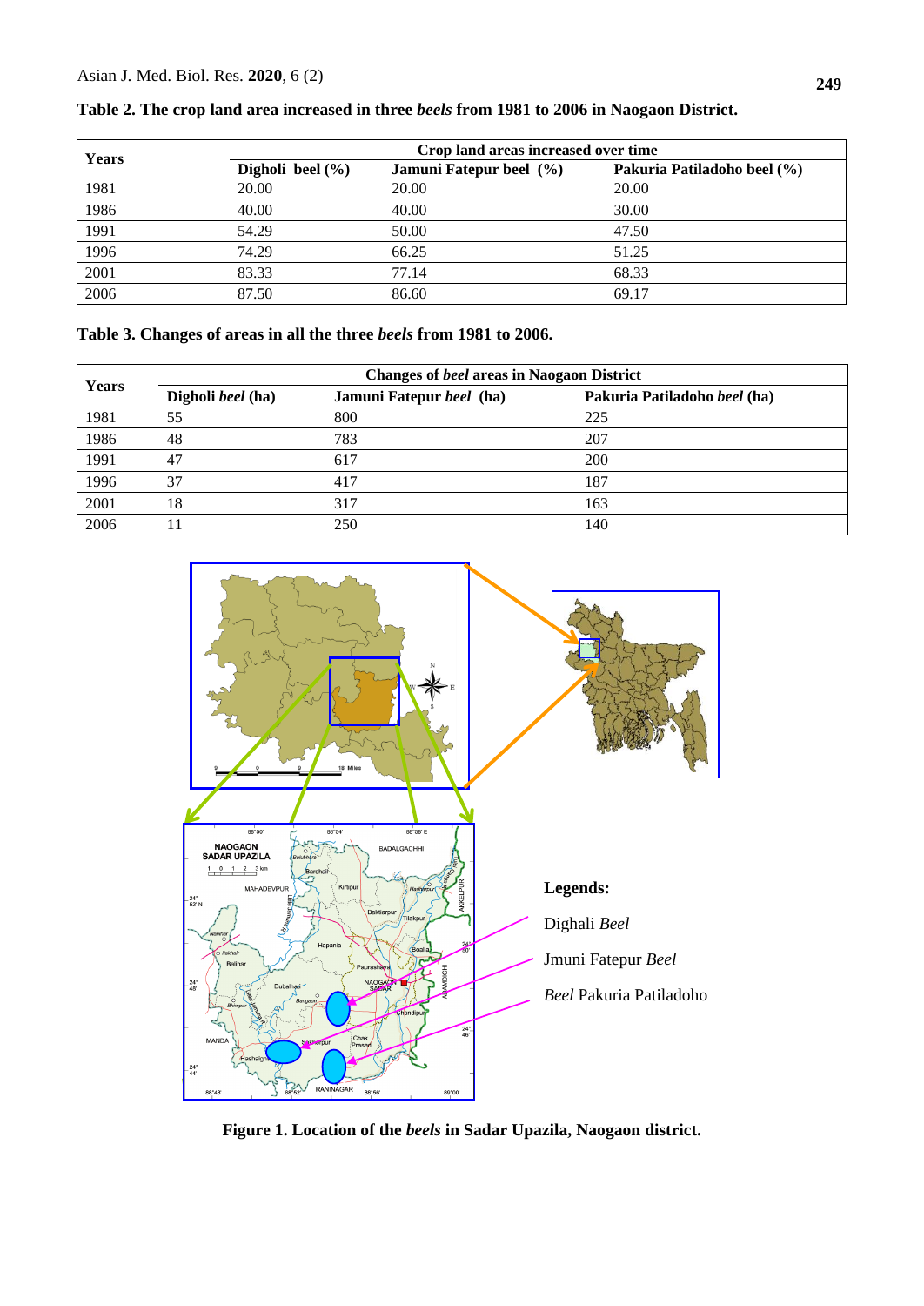**Table 2. The crop land area increased in three *beels* from 1981 to 2006 in Naogaon District.**

| Years | Crop land areas increased over time | | |
|---|---|---|---|
| | Digholi beel (%) | Jamuni Fatepur beel (%) | Pakuria Patiladoho beel (%) |
| 1981 | 20.00 | 20.00 | 20.00 |
| 1986 | 40.00 | 40.00 | 30.00 |
| 1991 | 54.29 | 50.00 | 47.50 |
| 1996 | 74.29 | 66.25 | 51.25 |
| 2001 | 83.33 | 77.14 | 68.33 |
| 2006 | 87.50 | 86.60 | 69.17 |

**Table 3. Changes of areas in all the three *beels* from 1981 to 2006.**

| Years | Changes of *beel* areas in Naogaon District | | |
|---|---|---|---|
| | Digholi *beel* (ha) | Jamuni Fatepur *beel* (ha) | Pakuria Patiladoho *beel* (ha) |
| 1981 | 55 | 800 | 225 |
| 1986 | 48 | 783 | 207 |
| 1991 | 47 | 617 | 200 |
| 1996 | 37 | 417 | 187 |
| 2001 | 18 | 317 | 163 |
| 2006 | 11 | 250 | 140 |

**Figure 1. Location of the *beels* in Sadar Upazila, Naogaon district.**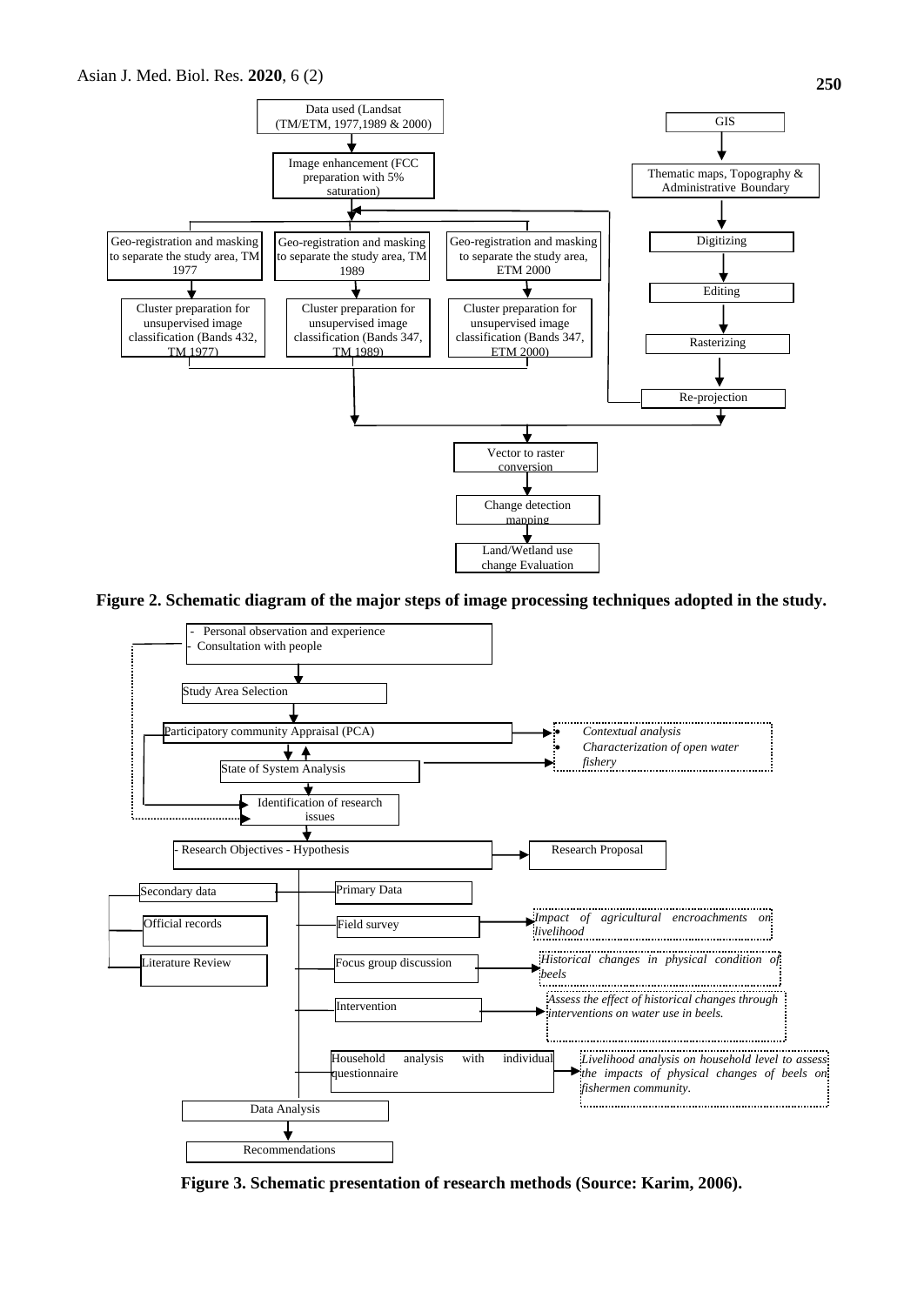Data used (Landsat (TM/ETM, 1977,1989 & 2000)

Image enhancement (FCC preparation with 5% saturation)

Geo-registration and masking to separate the study area, TM 1977

Geo-registration and masking to separate the study area, TM 1989

Geo-registration and masking to separate the study area, ETM 2000

Cluster preparation for unsupervised image classification (Bands 432, TM 1977)

Cluster preparation for unsupervised image classification (Bands 347, TM 1989)

Cluster preparation for unsupervised image classification (Bands 347, ETM 2000)

GIS

Thematic maps, Topography & Administrative Boundary

Digitizing

Editing

Rasterizing

Re-projection

Vector to raster conversion

Change detection mapping

Land/Wetland use change Evaluation

**Figure 2. Schematic diagram of the major steps of image processing techniques adopted in the study.**

- Personal observation and experience
- Consultation with people

Study Area Selection

Participatory community Appraisal (PCA)

- *Contextual analysis*
- *Characterization of open water fishery*

State of System Analysis

Identification of research issues

- Research Objectives - Hypothesis

Research Proposal

Secondary data

Official records

Literature Review

Primary Data

Field survey

*Impact of agricultural encroachments on livelihood*

Focus group discussion

*Historical changes in physical condition of beels*

Intervention

*Assess the effect of historical changes through interventions on water use in beels.*

Household analysis with individual questionnaire

*Livelihood analysis on household level to assess the impacts of physical changes of beels on fishermen community.*

Data Analysis

Recommendations

**Figure 3. Schematic presentation of research methods (Source: Karim, 2006).**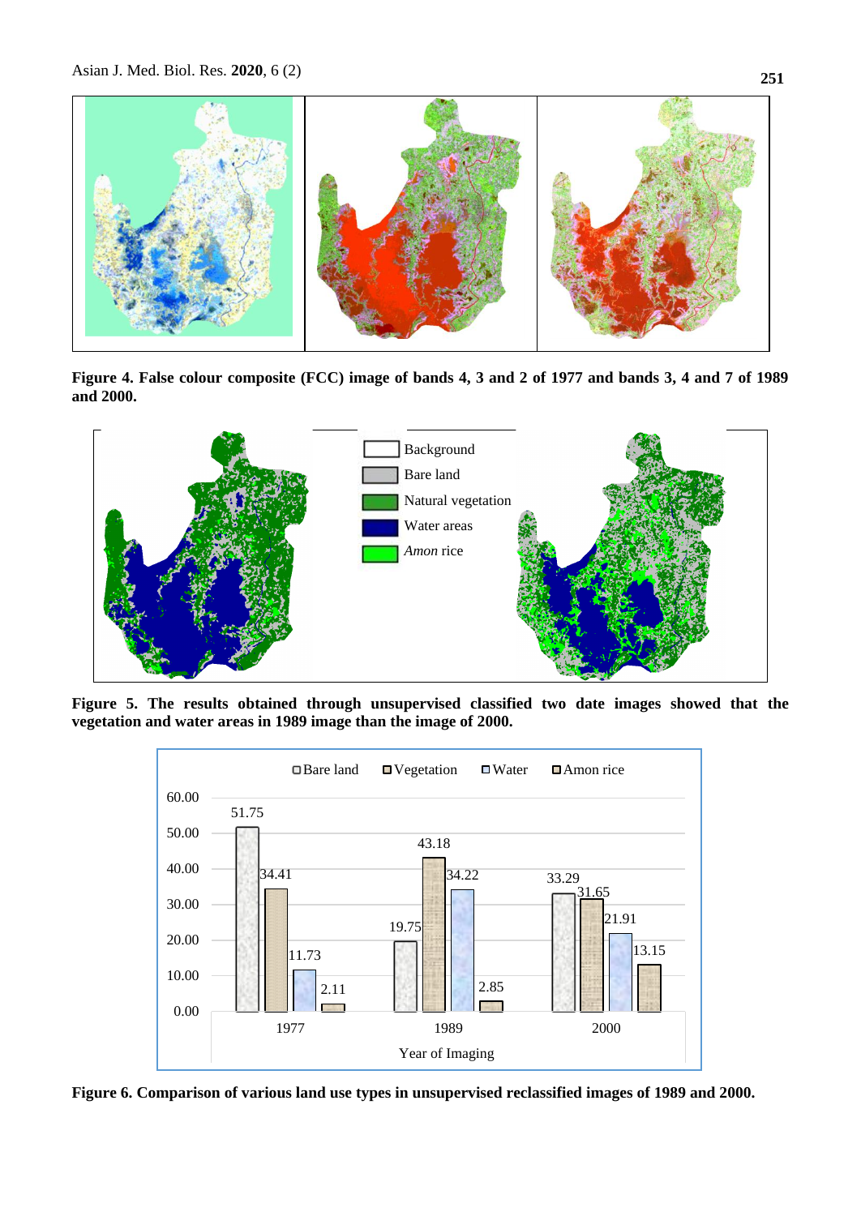**Figure 4. False colour composite (FCC) image of bands 4, 3 and 2 of 1977 and bands 3, 4 and 7 of 1989 and 2000.**

**Figure 5. The results obtained through unsupervised classified two date images showed that the vegetation and water areas in 1989 image than the image of 2000.**

**Figure 6. Comparison of various land use types in unsupervised reclassified images of 1989 and 2000.**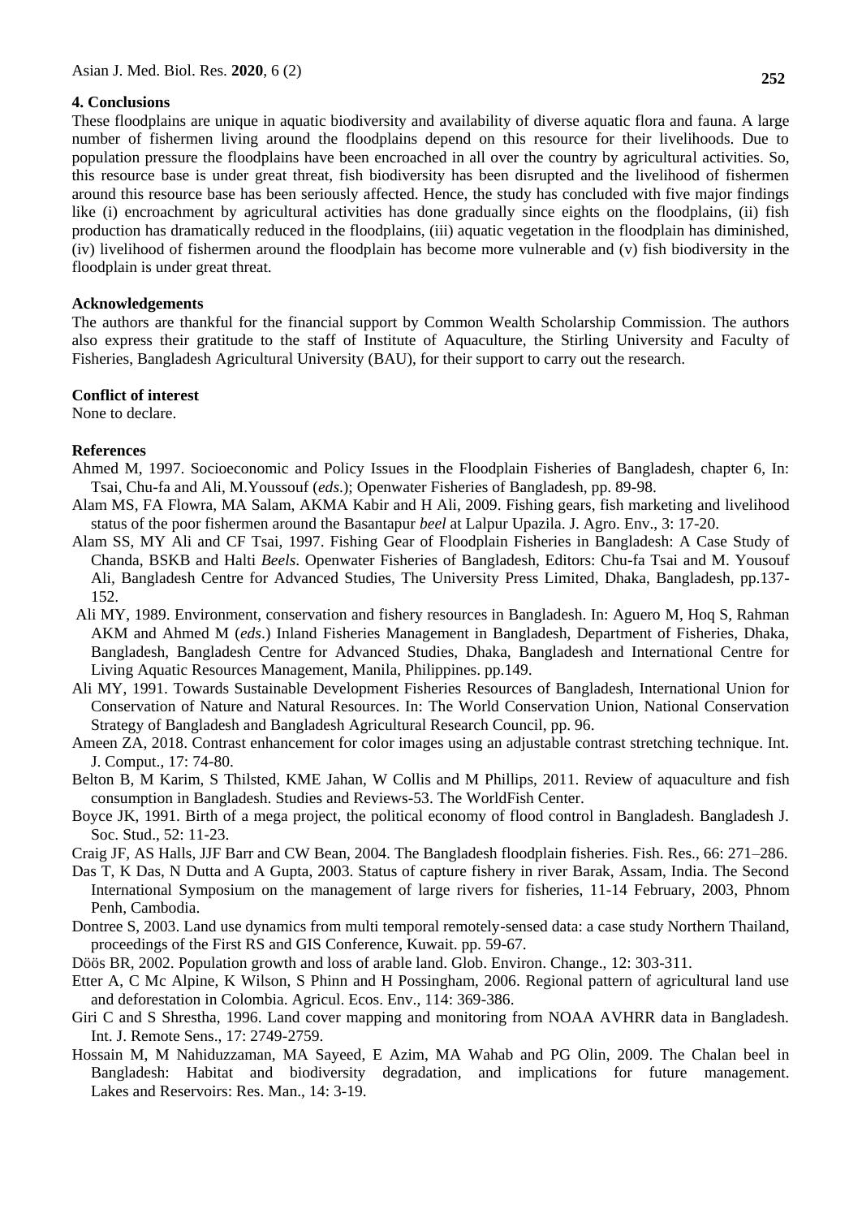## 4. Conclusions

These floodplains are unique in aquatic biodiversity and availability of diverse aquatic flora and fauna. A large number of fishermen living around the floodplains depend on this resource for their livelihoods. Due to population pressure the floodplains have been encroached in all over the country by agricultural activities. So, this resource base is under great threat, fish biodiversity has been disrupted and the livelihood of fishermen around this resource base has been seriously affected. Hence, the study has concluded with five major findings like (i) encroachment by agricultural activities has done gradually since eights on the floodplains, (ii) fish production has dramatically reduced in the floodplains, (iii) aquatic vegetation in the floodplain has diminished, (iv) livelihood of fishermen around the floodplain has become more vulnerable and (v) fish biodiversity in the floodplain is under great threat.

## Acknowledgements

The authors are thankful for the financial support by Common Wealth Scholarship Commission. The authors also express their gratitude to the staff of Institute of Aquaculture, the Stirling University and Faculty of Fisheries, Bangladesh Agricultural University (BAU), for their support to carry out the research.

## Conflict of interest

None to declare.

## References

Ahmed M, 1997. Socioeconomic and Policy Issues in the Floodplain Fisheries of Bangladesh, chapter 6, In: Tsai, Chu-fa and Ali, M.Youssouf (*eds*.); Openwater Fisheries of Bangladesh, pp. 89-98.

Alam MS, FA Flowra, MA Salam, AKMA Kabir and H Ali, 2009. Fishing gears, fish marketing and livelihood status of the poor fishermen around the Basantapur *beel* at Lalpur Upazila. J. Agro. Env., 3: 17-20.

Alam SS, MY Ali and CF Tsai, 1997. Fishing Gear of Floodplain Fisheries in Bangladesh: A Case Study of Chanda, BSKB and Halti *Beels*. Openwater Fisheries of Bangladesh, Editors: Chu-fa Tsai and M. Yousouf Ali, Bangladesh Centre for Advanced Studies, The University Press Limited, Dhaka, Bangladesh, pp.137-152.

Ali MY, 1989. Environment, conservation and fishery resources in Bangladesh. In: Aguero M, Hoq S, Rahman AKM and Ahmed M (*eds*.) Inland Fisheries Management in Bangladesh, Department of Fisheries, Dhaka, Bangladesh, Bangladesh Centre for Advanced Studies, Dhaka, Bangladesh and International Centre for Living Aquatic Resources Management, Manila, Philippines. pp.149.

Ali MY, 1991. Towards Sustainable Development Fisheries Resources of Bangladesh, International Union for Conservation of Nature and Natural Resources. In: The World Conservation Union, National Conservation Strategy of Bangladesh and Bangladesh Agricultural Research Council, pp. 96.

Ameen ZA, 2018. Contrast enhancement for color images using an adjustable contrast stretching technique. Int. J. Comput., 17: 74-80.

Belton B, M Karim, S Thilsted, KME Jahan, W Collis and M Phillips, 2011. Review of aquaculture and fish consumption in Bangladesh. Studies and Reviews-53. The WorldFish Center.

Boyce JK, 1991. Birth of a mega project, the political economy of flood control in Bangladesh. Bangladesh J. Soc. Stud., 52: 11-23.

Craig JF, AS Halls, JJF Barr and CW Bean, 2004. The Bangladesh floodplain fisheries. Fish. Res., 66: 271–286.

Das T, K Das, N Dutta and A Gupta, 2003. Status of capture fishery in river Barak, Assam, India. The Second International Symposium on the management of large rivers for fisheries, 11-14 February, 2003, Phnom Penh, Cambodia.

Dontree S, 2003. Land use dynamics from multi temporal remotely-sensed data: a case study Northern Thailand, proceedings of the First RS and GIS Conference, Kuwait. pp. 59-67.

Döös BR, 2002. Population growth and loss of arable land. Glob. Environ. Change., 12: 303-311.

Etter A, C Mc Alpine, K Wilson, S Phinn and H Possingham, 2006. Regional pattern of agricultural land use and deforestation in Colombia. Agricul. Ecos. Env., 114: 369-386.

Giri C and S Shrestha, 1996. Land cover mapping and monitoring from NOAA AVHRR data in Bangladesh. Int. J. Remote Sens., 17: 2749-2759.

Hossain M, M Nahiduzzaman, MA Sayeed, E Azim, MA Wahab and PG Olin, 2009. The Chalan beel in Bangladesh: Habitat and biodiversity degradation, and implications for future management. Lakes and Reservoirs: Res. Man., 14: 3-19.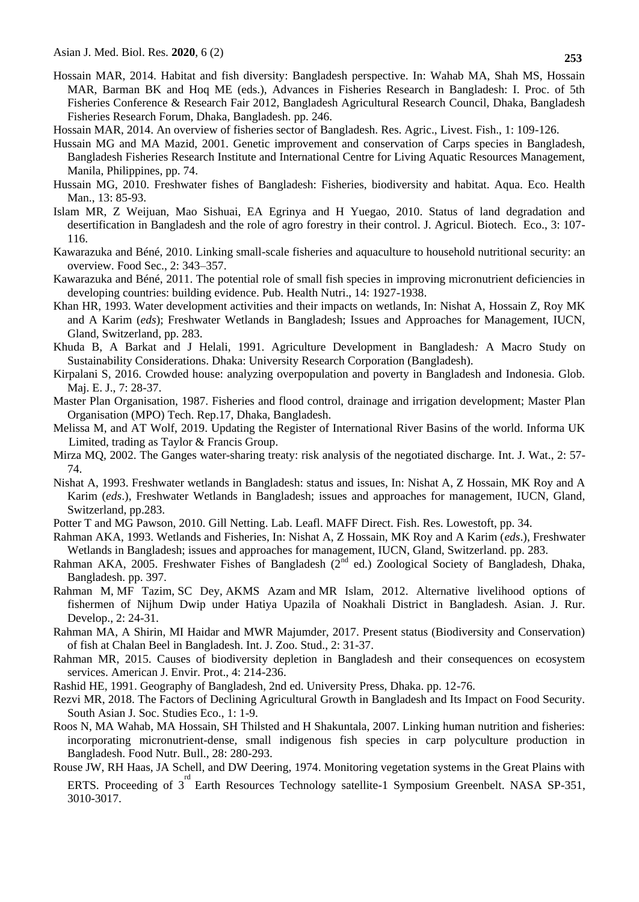Hossain MAR, 2014. Habitat and fish diversity: Bangladesh perspective. In: Wahab MA, Shah MS, Hossain MAR, Barman BK and Hoq ME (eds.), Advances in Fisheries Research in Bangladesh: I. Proc. of 5th Fisheries Conference & Research Fair 2012, Bangladesh Agricultural Research Council, Dhaka, Bangladesh Fisheries Research Forum, Dhaka, Bangladesh. pp. 246.

Hossain MAR, 2014. An overview of fisheries sector of Bangladesh. Res. Agric., Livest. Fish., 1: 109-126.

Hussain MG and MA Mazid, 2001. Genetic improvement and conservation of Carps species in Bangladesh, Bangladesh Fisheries Research Institute and International Centre for Living Aquatic Resources Management, Manila, Philippines, pp. 74.

Hussain MG, 2010. Freshwater fishes of Bangladesh: Fisheries, biodiversity and habitat. Aqua. Eco. Health Man., 13: 85-93.

Islam MR, Z Weijuan, Mao Sishuai, EA Egrinya and H Yuegao, 2010. Status of land degradation and desertification in Bangladesh and the role of agro forestry in their control. J. Agricul. Biotech. Eco., 3: 107-116.

Kawarazuka and Béné, 2010. Linking small-scale fisheries and aquaculture to household nutritional security: an overview. Food Sec., 2: 343–357.

Kawarazuka and Béné, 2011. The potential role of small fish species in improving micronutrient deficiencies in developing countries: building evidence. Pub. Health Nutri., 14: 1927-1938.

Khan HR, 1993. Water development activities and their impacts on wetlands, In: Nishat A, Hossain Z, Roy MK and A Karim (*eds*); Freshwater Wetlands in Bangladesh; Issues and Approaches for Management, IUCN, Gland, Switzerland, pp. 283.

Khuda B, A Barkat and J Helali, 1991. Agriculture Development in Bangladesh*:* A Macro Study on Sustainability Considerations. Dhaka: University Research Corporation (Bangladesh).

Kirpalani S, 2016. Crowded house: analyzing overpopulation and poverty in Bangladesh and Indonesia. Glob. Maj. E. J., 7: 28-37.

Master Plan Organisation, 1987. Fisheries and flood control, drainage and irrigation development; Master Plan Organisation (MPO) Tech. Rep.17, Dhaka, Bangladesh.

Melissa M, and AT Wolf, 2019. Updating the Register of International River Basins of the world. Informa UK Limited, trading as Taylor & Francis Group.

Mirza MQ, 2002. The Ganges water-sharing treaty: risk analysis of the negotiated discharge. Int. J. Wat., 2: 57-74.

Nishat A, 1993. Freshwater wetlands in Bangladesh: status and issues, In: Nishat A, Z Hossain, MK Roy and A Karim (*eds*.), Freshwater Wetlands in Bangladesh; issues and approaches for management, IUCN, Gland, Switzerland, pp.283.

Potter T and MG Pawson, 2010. Gill Netting. Lab. Leafl. MAFF Direct. Fish. Res. Lowestoft, pp. 34.

Rahman AKA, 1993. Wetlands and Fisheries, In: Nishat A, Z Hossain, MK Roy and A Karim (*eds*.), Freshwater Wetlands in Bangladesh; issues and approaches for management, IUCN, Gland, Switzerland. pp. 283.

Rahman AKA, 2005. Freshwater Fishes of Bangladesh (2nd ed.) Zoological Society of Bangladesh, Dhaka, Bangladesh. pp. 397.

Rahman M, MF Tazim, SC Dey, AKMS Azam and MR Islam, 2012. Alternative livelihood options of fishermen of Nijhum Dwip under Hatiya Upazila of Noakhali District in Bangladesh. Asian. J. Rur. Develop., 2: 24-31.

Rahman MA, A Shirin, MI Haidar and MWR Majumder, 2017. Present status (Biodiversity and Conservation) of fish at Chalan Beel in Bangladesh. Int. J. Zoo. Stud., 2: 31-37.

Rahman MR, 2015. Causes of biodiversity depletion in Bangladesh and their consequences on ecosystem services. American J. Envir. Prot., 4: 214-236.

Rashid HE, 1991. Geography of Bangladesh, 2nd ed. University Press, Dhaka. pp. 12-76.

Rezvi MR, 2018. The Factors of Declining Agricultural Growth in Bangladesh and Its Impact on Food Security. South Asian J. Soc. Studies Eco., 1: 1-9.

Roos N, MA Wahab, MA Hossain, SH Thilsted and H Shakuntala, 2007. Linking human nutrition and fisheries: incorporating micronutrient-dense, small indigenous fish species in carp polyculture production in Bangladesh. Food Nutr. Bull., 28: 280-293.

Rouse JW, RH Haas, JA Schell, and DW Deering, 1974. Monitoring vegetation systems in the Great Plains with ERTS. Proceeding of 3rd Earth Resources Technology satellite-1 Symposium Greenbelt. NASA SP-351, 3010-3017.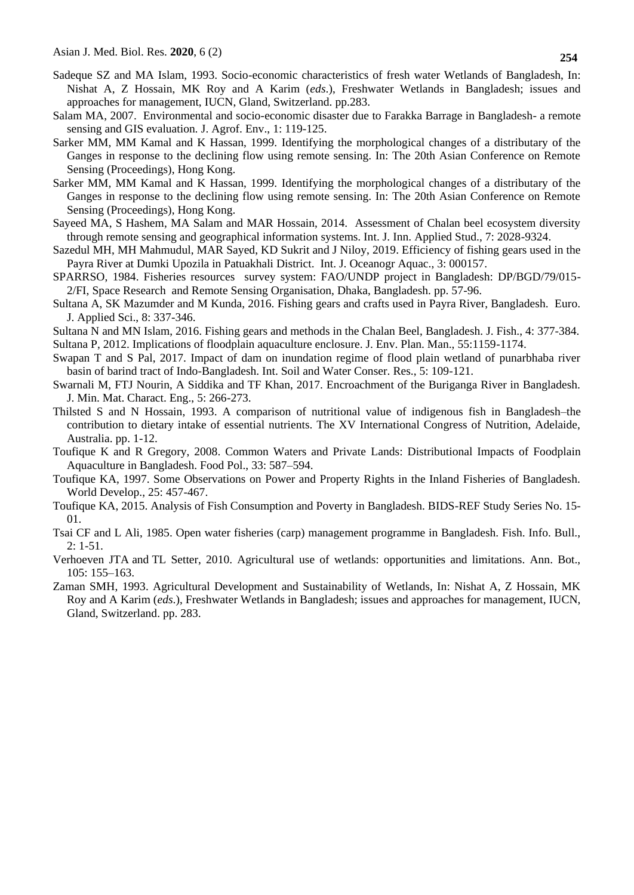Sadeque SZ and MA Islam, 1993. Socio-economic characteristics of fresh water Wetlands of Bangladesh, In: Nishat A, Z Hossain, MK Roy and A Karim (*eds*.), Freshwater Wetlands in Bangladesh; issues and approaches for management, IUCN, Gland, Switzerland. pp.283.

Salam MA, 2007. Environmental and socio-economic disaster due to Farakka Barrage in Bangladesh- a remote sensing and GIS evaluation. J. Agrof. Env., 1: 119-125.

Sarker MM, MM Kamal and K Hassan, 1999. Identifying the morphological changes of a distributary of the Ganges in response to the declining flow using remote sensing. In: The 20th Asian Conference on Remote Sensing (Proceedings), Hong Kong.

Sarker MM, MM Kamal and K Hassan, 1999. Identifying the morphological changes of a distributary of the Ganges in response to the declining flow using remote sensing. In: The 20th Asian Conference on Remote Sensing (Proceedings), Hong Kong.

Sayeed MA, S Hashem, MA Salam and MAR Hossain, 2014. Assessment of Chalan beel ecosystem diversity through remote sensing and geographical information systems. Int. J. Inn. Applied Stud., 7: 2028-9324.

Sazedul MH, MH Mahmudul, MAR Sayed, KD Sukrit and J Niloy, 2019. Efficiency of fishing gears used in the Payra River at Dumki Upozila in Patuakhali District. Int. J. Oceanogr Aquac., 3: 000157.

SPARRSO, 1984. Fisheries resources survey system: FAO/UNDP project in Bangladesh: DP/BGD/79/015-2/FI, Space Research and Remote Sensing Organisation, Dhaka, Bangladesh. pp. 57-96.

Sultana A, SK Mazumder and M Kunda, 2016. Fishing gears and crafts used in Payra River, Bangladesh. Euro. J. Applied Sci., 8: 337-346.

Sultana N and MN Islam, 2016. Fishing gears and methods in the Chalan Beel, Bangladesh. J. Fish., 4: 377-384.

Sultana P, 2012. Implications of floodplain aquaculture enclosure. J. Env. Plan. Man., 55:1159-1174.

Swapan T and S Pal, 2017. Impact of dam on inundation regime of flood plain wetland of punarbhaba river basin of barind tract of Indo-Bangladesh. Int. Soil and Water Conser. Res., 5: 109-121.

Swarnali M, FTJ Nourin, A Siddika and TF Khan, 2017. Encroachment of the Buriganga River in Bangladesh. J. Min. Mat. Charact. Eng., 5: 266-273.

Thilsted S and N Hossain, 1993. A comparison of nutritional value of indigenous fish in Bangladesh–the contribution to dietary intake of essential nutrients. The XV International Congress of Nutrition, Adelaide, Australia. pp. 1-12.

Toufique K and R Gregory, 2008. Common Waters and Private Lands: Distributional Impacts of Foodplain Aquaculture in Bangladesh. Food Pol., 33: 587–594.

Toufique KA, 1997. Some Observations on Power and Property Rights in the Inland Fisheries of Bangladesh. World Develop., 25: 457-467.

Toufique KA, 2015. Analysis of Fish Consumption and Poverty in Bangladesh. BIDS-REF Study Series No. 15-01.

Tsai CF and L Ali, 1985. Open water fisheries (carp) management programme in Bangladesh. Fish. Info. Bull., 2: 1-51.

Verhoeven JTA and TL Setter, 2010. Agricultural use of wetlands: opportunities and limitations. Ann. Bot., 105: 155–163.

Zaman SMH, 1993. Agricultural Development and Sustainability of Wetlands, In: Nishat A, Z Hossain, MK Roy and A Karim (*eds*.), Freshwater Wetlands in Bangladesh; issues and approaches for management, IUCN, Gland, Switzerland. pp. 283.